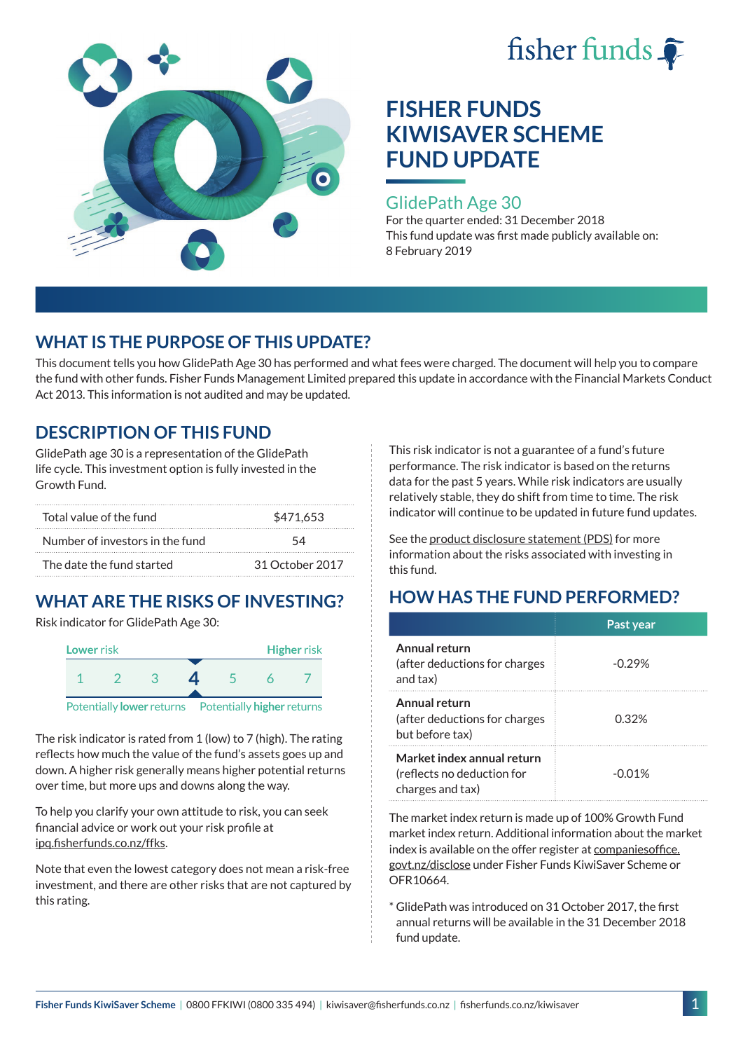# FISHER FUNDS KIWISAVER SCHEME FUND UPDATE

## GlidePath Age 30

For the quarter ended: 31 December 2018

This fund update was first made publicly available on: 8 February 2019

## WHAT IS THE PURPOSE OF THIS UPDATE?

This document tells you how GlidePath Age 30 has performed and what fees were charged. The document will help you to compare the fund with other funds. Fisher Funds Management Limited prepared this update in accordance with the Financial Markets Conduct Act 2013. This information is not audited and may be updated.

## DESCRIPTION OF THIS FUND

GlidePath age 30 is a representation of the GlidePath life cycle. This investment option is fully invested in the Growth Fund.

| | |
|---|---|
| Total value of the fund | $471,653 |
| Number of investors in the fund | 54 |
| The date the fund started | 31 October 2017 |

## WHAT ARE THE RISKS OF INVESTING?

Risk indicator for GlidePath Age 30:

Lower risk — Higher risk

1 2 3 **4** 5 6 7

Potentially **lower** returns — Potentially **higher** returns

The risk indicator is rated from 1 (low) to 7 (high). The rating reflects how much the value of the fund's assets goes up and down. A higher risk generally means higher potential returns over time, but more ups and downs along the way.

To help you clarify your own attitude to risk, you can seek financial advice or work out your risk profile at ipq.fisherfunds.co.nz/ffks.

Note that even the lowest category does not mean a risk-free investment, and there are other risks that are not captured by this rating.

This risk indicator is not a guarantee of a fund's future performance. The risk indicator is based on the returns data for the past 5 years. While risk indicators are usually relatively stable, they do shift from time to time. The risk indicator will continue to be updated in future fund updates.

See the product disclosure statement (PDS) for more information about the risks associated with investing in this fund.

## HOW HAS THE FUND PERFORMED?

| | Past year |
|---|---|
| **Annual return** (after deductions for charges and tax) | -0.29% |
| **Annual return** (after deductions for charges but before tax) | 0.32% |
| **Market index annual return** (reflects no deduction for charges and tax) | -0.01% |

The market index return is made up of 100% Growth Fund market index return. Additional information about the market index is available on the offer register at companiesoffice.govt.nz/disclose under Fisher Funds KiwiSaver Scheme or OFR10664.

* GlidePath was introduced on 31 October 2017, the first annual returns will be available in the 31 December 2018 fund update.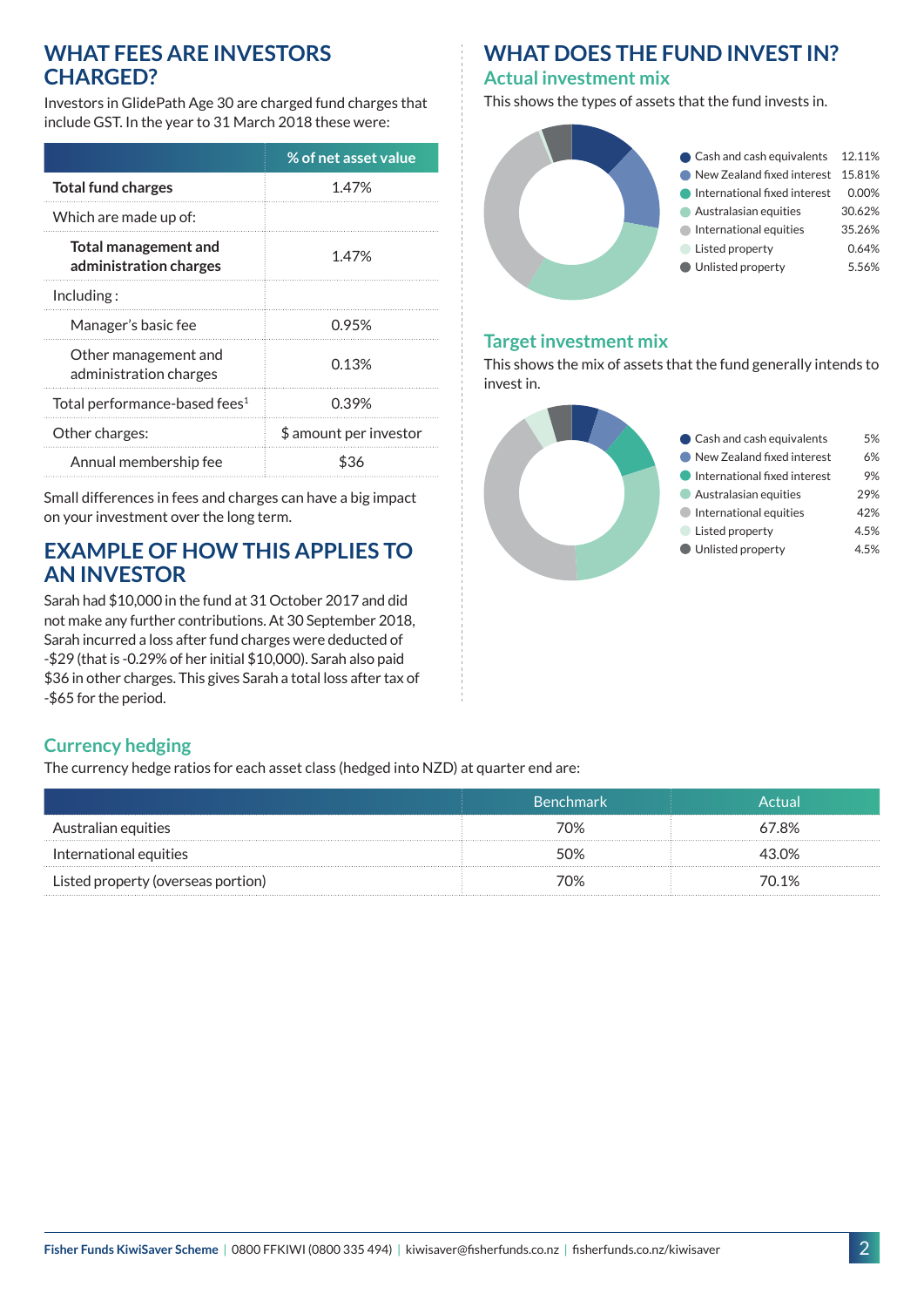## WHAT FEES ARE INVESTORS CHARGED?

Investors in GlidePath Age 30 are charged fund charges that include GST. In the year to 31 March 2018 these were:

| | % of net asset value |
|---|---|
| **Total fund charges** | 1.47% |
| Which are made up of: | |
| **Total management and administration charges** | 1.47% |
| Including : | |
| Manager's basic fee | 0.95% |
| Other management and administration charges | 0.13% |
| Total performance-based fees[1] | 0.39% |
| Other charges: | $ amount per investor |
| Annual membership fee | $36 |

Small differences in fees and charges can have a big impact on your investment over the long term.

## EXAMPLE OF HOW THIS APPLIES TO AN INVESTOR

Sarah had $10,000 in the fund at 31 October 2017 and did not make any further contributions. At 30 September 2018, Sarah incurred a loss after fund charges were deducted of -$29 (that is -0.29% of her initial $10,000). Sarah also paid $36 in other charges. This gives Sarah a total loss after tax of -$65 for the period.

## WHAT DOES THE FUND INVEST IN?

### Actual investment mix

This shows the types of assets that the fund invests in.

| Asset | % |
|---|---|
| Cash and cash equivalents | 12.11% |
| New Zealand fixed interest | 15.81% |
| International fixed interest | 0.00% |
| Australasian equities | 30.62% |
| International equities | 35.26% |
| Listed property | 0.64% |
| Unlisted property | 5.56% |

### Target investment mix

This shows the mix of assets that the fund generally intends to invest in.

| Asset | % |
|---|---|
| Cash and cash equivalents | 5% |
| New Zealand fixed interest | 6% |
| International fixed interest | 9% |
| Australasian equities | 29% |
| International equities | 42% |
| Listed property | 4.5% |
| Unlisted property | 4.5% |

### Currency hedging

The currency hedge ratios for each asset class (hedged into NZD) at quarter end are:

| | Benchmark | Actual |
|---|---|---|
| Australian equities | 70% | 67.8% |
| International equities | 50% | 43.0% |
| Listed property (overseas portion) | 70% | 70.1% |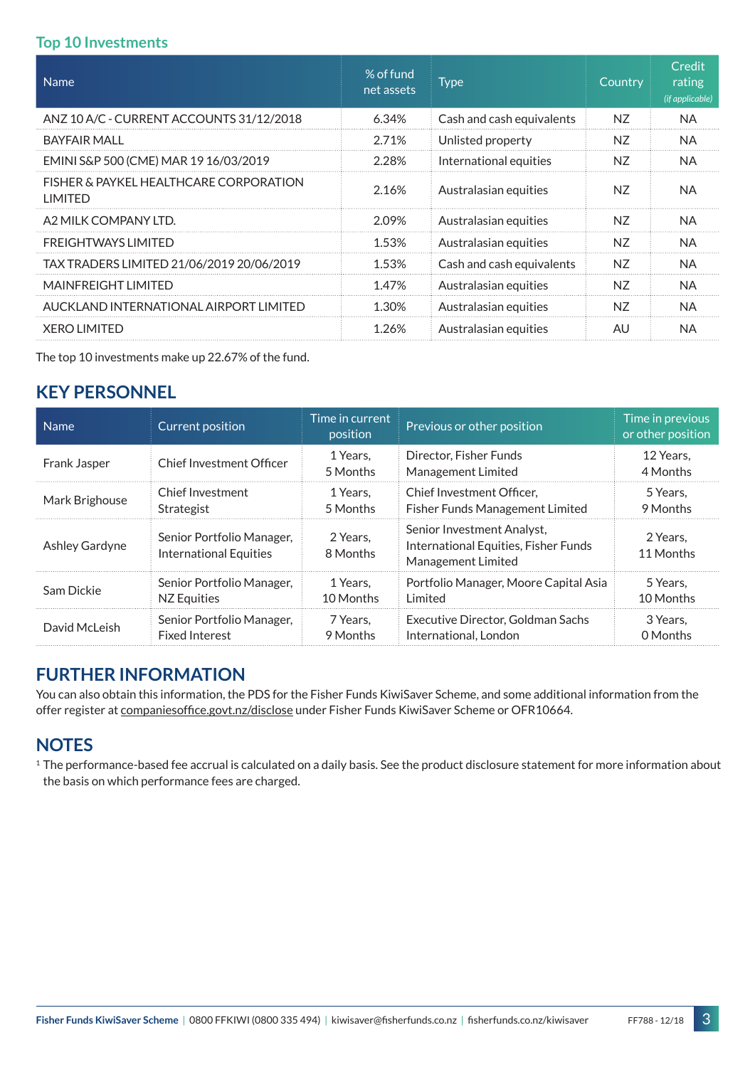## Top 10 Investments

| Name | % of fund net assets | Type | Country | Credit rating *(if applicable)* |
|---|---|---|---|---|
| ANZ 10 A/C - CURRENT ACCOUNTS 31/12/2018 | 6.34% | Cash and cash equivalents | NZ | NA |
| BAYFAIR MALL | 2.71% | Unlisted property | NZ | NA |
| EMINI S&P 500 (CME) MAR 19 16/03/2019 | 2.28% | International equities | NZ | NA |
| FISHER & PAYKEL HEALTHCARE CORPORATION LIMITED | 2.16% | Australasian equities | NZ | NA |
| A2 MILK COMPANY LTD. | 2.09% | Australasian equities | NZ | NA |
| FREIGHTWAYS LIMITED | 1.53% | Australasian equities | NZ | NA |
| TAX TRADERS LIMITED 21/06/2019 20/06/2019 | 1.53% | Cash and cash equivalents | NZ | NA |
| MAINFREIGHT LIMITED | 1.47% | Australasian equities | NZ | NA |
| AUCKLAND INTERNATIONAL AIRPORT LIMITED | 1.30% | Australasian equities | NZ | NA |
| XERO LIMITED | 1.26% | Australasian equities | AU | NA |

The top 10 investments make up 22.67% of the fund.

## KEY PERSONNEL

| Name | Current position | Time in current position | Previous or other position | Time in previous or other position |
|---|---|---|---|---|
| Frank Jasper | Chief Investment Officer | 1 Years, 5 Months | Director, Fisher Funds Management Limited | 12 Years, 4 Months |
| Mark Brighouse | Chief Investment Strategist | 1 Years, 5 Months | Chief Investment Officer, Fisher Funds Management Limited | 5 Years, 9 Months |
| Ashley Gardyne | Senior Portfolio Manager, International Equities | 2 Years, 8 Months | Senior Investment Analyst, International Equities, Fisher Funds Management Limited | 2 Years, 11 Months |
| Sam Dickie | Senior Portfolio Manager, NZ Equities | 1 Years, 10 Months | Portfolio Manager, Moore Capital Asia Limited | 5 Years, 10 Months |
| David McLeish | Senior Portfolio Manager, Fixed Interest | 7 Years, 9 Months | Executive Director, Goldman Sachs International, London | 3 Years, 0 Months |

## FURTHER INFORMATION

You can also obtain this information, the PDS for the Fisher Funds KiwiSaver Scheme, and some additional information from the offer register at companiesoffice.govt.nz/disclose under Fisher Funds KiwiSaver Scheme or OFR10664.

## NOTES

[1] The performance-based fee accrual is calculated on a daily basis. See the product disclosure statement for more information about the basis on which performance fees are charged.